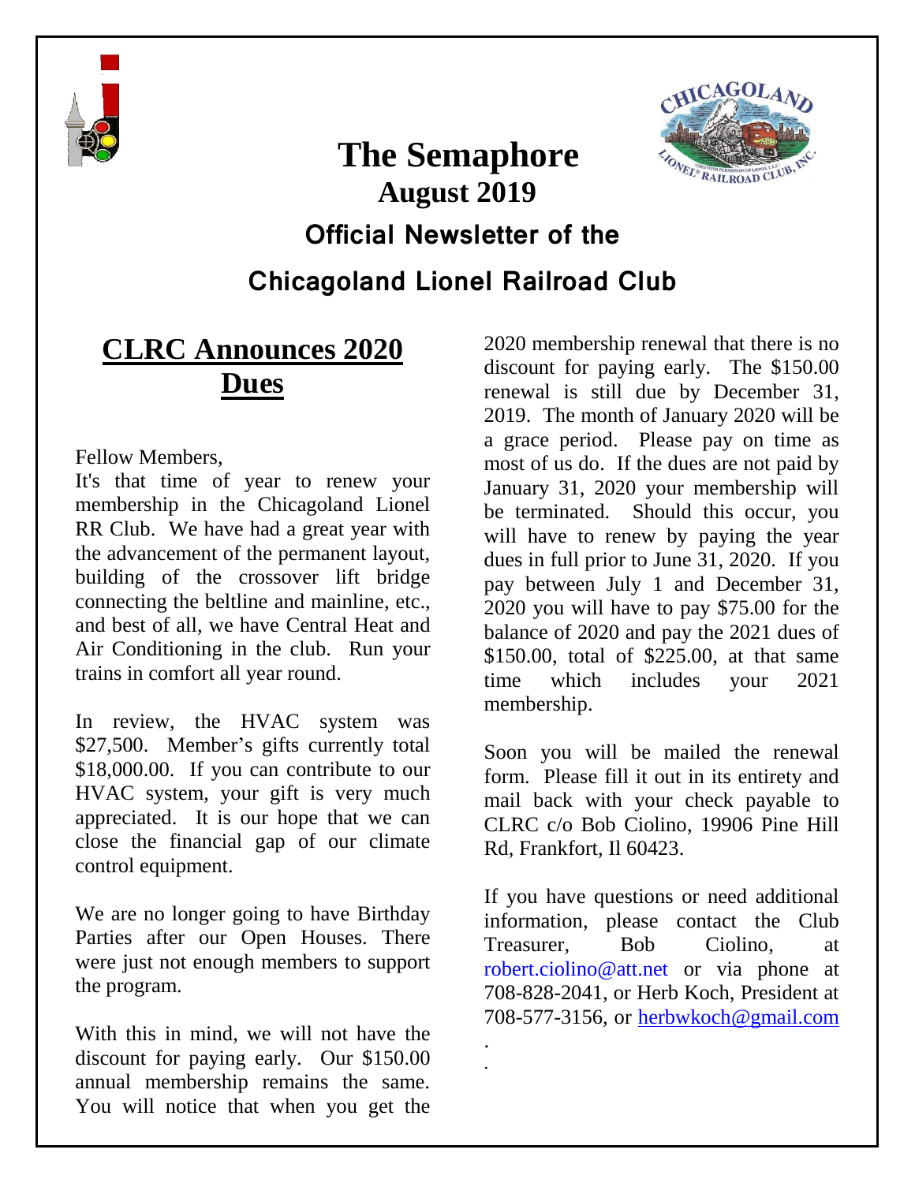# The Semaphore

## August 2019

### Official Newsletter of the Chicagoland Lionel Railroad Club

## CLRC Announces 2020 Dues

Fellow Members,

It's that time of year to renew your membership in the Chicagoland Lionel RR Club. We have had a great year with the advancement of the permanent layout, building of the crossover lift bridge connecting the beltline and mainline, etc., and best of all, we have Central Heat and Air Conditioning in the club. Run your trains in comfort all year round.

In review, the HVAC system was $27,500. Member's gifts currently total $18,000.00. If you can contribute to our HVAC system, your gift is very much appreciated. It is our hope that we can close the financial gap of our climate control equipment.

We are no longer going to have Birthday Parties after our Open Houses. There were just not enough members to support the program.

With this in mind, we will not have the discount for paying early. Our $150.00 annual membership remains the same. You will notice that when you get the 2020 membership renewal that there is no discount for paying early. The $150.00 renewal is still due by December 31, 2019. The month of January 2020 will be a grace period. Please pay on time as most of us do. If the dues are not paid by January 31, 2020 your membership will be terminated. Should this occur, you will have to renew by paying the year dues in full prior to June 31, 2020. If you pay between July 1 and December 31, 2020 you will have to pay $75.00 for the balance of 2020 and pay the 2021 dues of $150.00, total of $225.00, at that same time which includes your 2021 membership.

Soon you will be mailed the renewal form. Please fill it out in its entirety and mail back with your check payable to CLRC c/o Bob Ciolino, 19906 Pine Hill Rd, Frankfort, Il 60423.

If you have questions or need additional information, please contact the Club Treasurer, Bob Ciolino, at robert.ciolino@att.net or via phone at 708-828-2041, or Herb Koch, President at 708-577-3156, or herbwkoch@gmail.com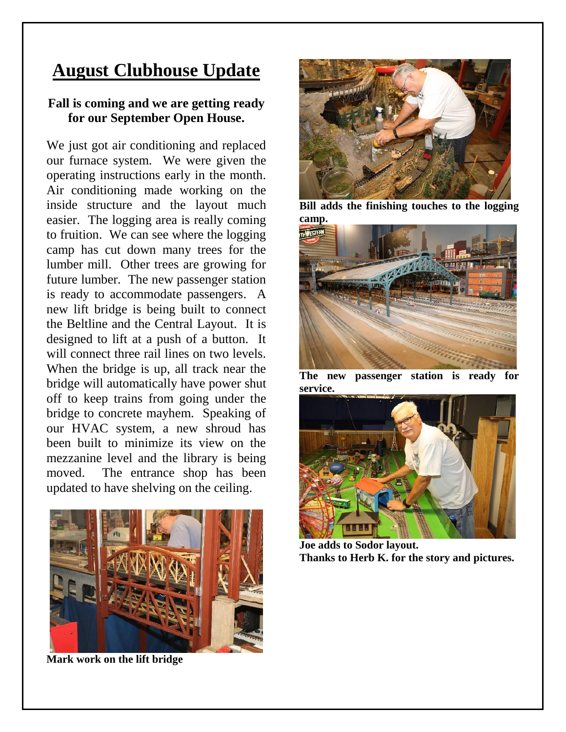# August Clubhouse Update

**Fall is coming and we are getting ready for our September Open House.**

We just got air conditioning and replaced our furnace system. We were given the operating instructions early in the month. Air conditioning made working on the inside structure and the layout much easier. The logging area is really coming to fruition. We can see where the logging camp has cut down many trees for the lumber mill. Other trees are growing for future lumber. The new passenger station is ready to accommodate passengers. A new lift bridge is being built to connect the Beltline and the Central Layout. It is designed to lift at a push of a button. It will connect three rail lines on two levels. When the bridge is up, all track near the bridge will automatically have power shut off to keep trains from going under the bridge to concrete mayhem. Speaking of our HVAC system, a new shroud has been built to minimize its view on the mezzanine level and the library is being moved. The entrance shop has been updated to have shelving on the ceiling.

**Mark work on the lift bridge**

**Bill adds the finishing touches to the logging camp.**

**The new passenger station is ready for service.**

**Joe adds to Sodor layout.**
**Thanks to Herb K. for the story and pictures.**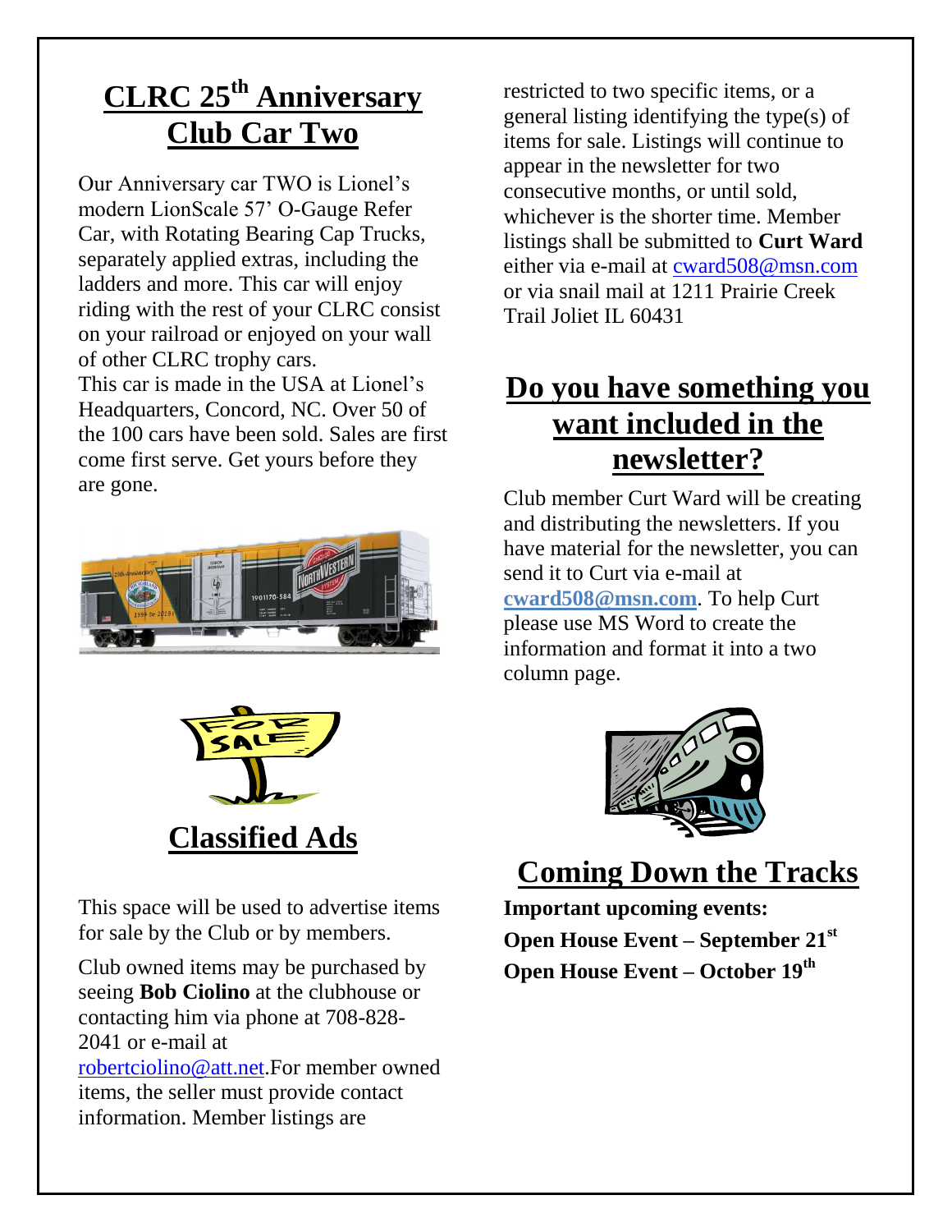## CLRC 25th Anniversary Club Car Two

Our Anniversary car TWO is Lionel's modern LionScale 57' O-Gauge Refer Car, with Rotating Bearing Cap Trucks, separately applied extras, including the ladders and more. This car will enjoy riding with the rest of your CLRC consist on your railroad or enjoyed on your wall of other CLRC trophy cars.
This car is made in the USA at Lionel's Headquarters, Concord, NC. Over 50 of the 100 cars have been sold. Sales are first come first serve. Get yours before they are gone.

## Classified Ads

This space will be used to advertise items for sale by the Club or by members.

Club owned items may be purchased by seeing **Bob Ciolino** at the clubhouse or contacting him via phone at 708-828-2041 or e-mail at robertciolino@att.net.For member owned items, the seller must provide contact information. Member listings are restricted to two specific items, or a general listing identifying the type(s) of items for sale. Listings will continue to appear in the newsletter for two consecutive months, or until sold, whichever is the shorter time. Member listings shall be submitted to **Curt Ward** either via e-mail at cward508@msn.com or via snail mail at 1211 Prairie Creek Trail Joliet IL 60431

## Do you have something you want included in the newsletter?

Club member Curt Ward will be creating and distributing the newsletters. If you have material for the newsletter, you can send it to Curt via e-mail at **cward508@msn.com**. To help Curt please use MS Word to create the information and format it into a two column page.

## Coming Down the Tracks

**Important upcoming events:**

**Open House Event – September 21st**

**Open House Event – October 19th**